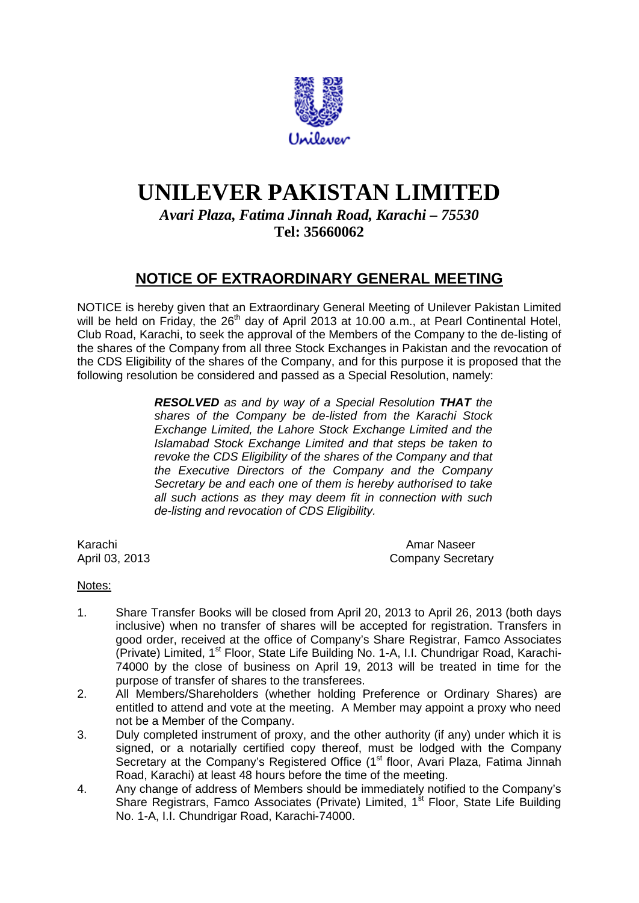# UNILEVER PAKISTAN LIMITED

*Avari Plaza, Fatima Jinnah Road, Karachi – 75530*

**Tel: 35660062**

## NOTICE OF EXTRAORDINARY GENERAL MEETING

NOTICE is hereby given that an Extraordinary General Meeting of Unilever Pakistan Limited will be held on Friday, the 26th day of April 2013 at 10.00 a.m., at Pearl Continental Hotel, Club Road, Karachi, to seek the approval of the Members of the Company to the de-listing of the shares of the Company from all three Stock Exchanges in Pakistan and the revocation of the CDS Eligibility of the shares of the Company, and for this purpose it is proposed that the following resolution be considered and passed as a Special Resolution, namely:

> ***RESOLVED** as and by way of a Special Resolution **THAT** the shares of the Company be de-listed from the Karachi Stock Exchange Limited, the Lahore Stock Exchange Limited and the Islamabad Stock Exchange Limited and that steps be taken to revoke the CDS Eligibility of the shares of the Company and that the Executive Directors of the Company and the Company Secretary be and each one of them is hereby authorised to take all such actions as they may deem fit in connection with such de-listing and revocation of CDS Eligibility.*

Karachi
April 03, 2013

Amar Naseer
Company Secretary

Notes:

1. Share Transfer Books will be closed from April 20, 2013 to April 26, 2013 (both days inclusive) when no transfer of shares will be accepted for registration. Transfers in good order, received at the office of Company's Share Registrar, Famco Associates (Private) Limited, 1st Floor, State Life Building No. 1-A, I.I. Chundrigar Road, Karachi-74000 by the close of business on April 19, 2013 will be treated in time for the purpose of transfer of shares to the transferees.
2. All Members/Shareholders (whether holding Preference or Ordinary Shares) are entitled to attend and vote at the meeting. A Member may appoint a proxy who need not be a Member of the Company.
3. Duly completed instrument of proxy, and the other authority (if any) under which it is signed, or a notarially certified copy thereof, must be lodged with the Company Secretary at the Company's Registered Office (1st floor, Avari Plaza, Fatima Jinnah Road, Karachi) at least 48 hours before the time of the meeting.
4. Any change of address of Members should be immediately notified to the Company's Share Registrars, Famco Associates (Private) Limited, 1st Floor, State Life Building No. 1-A, I.I. Chundrigar Road, Karachi-74000.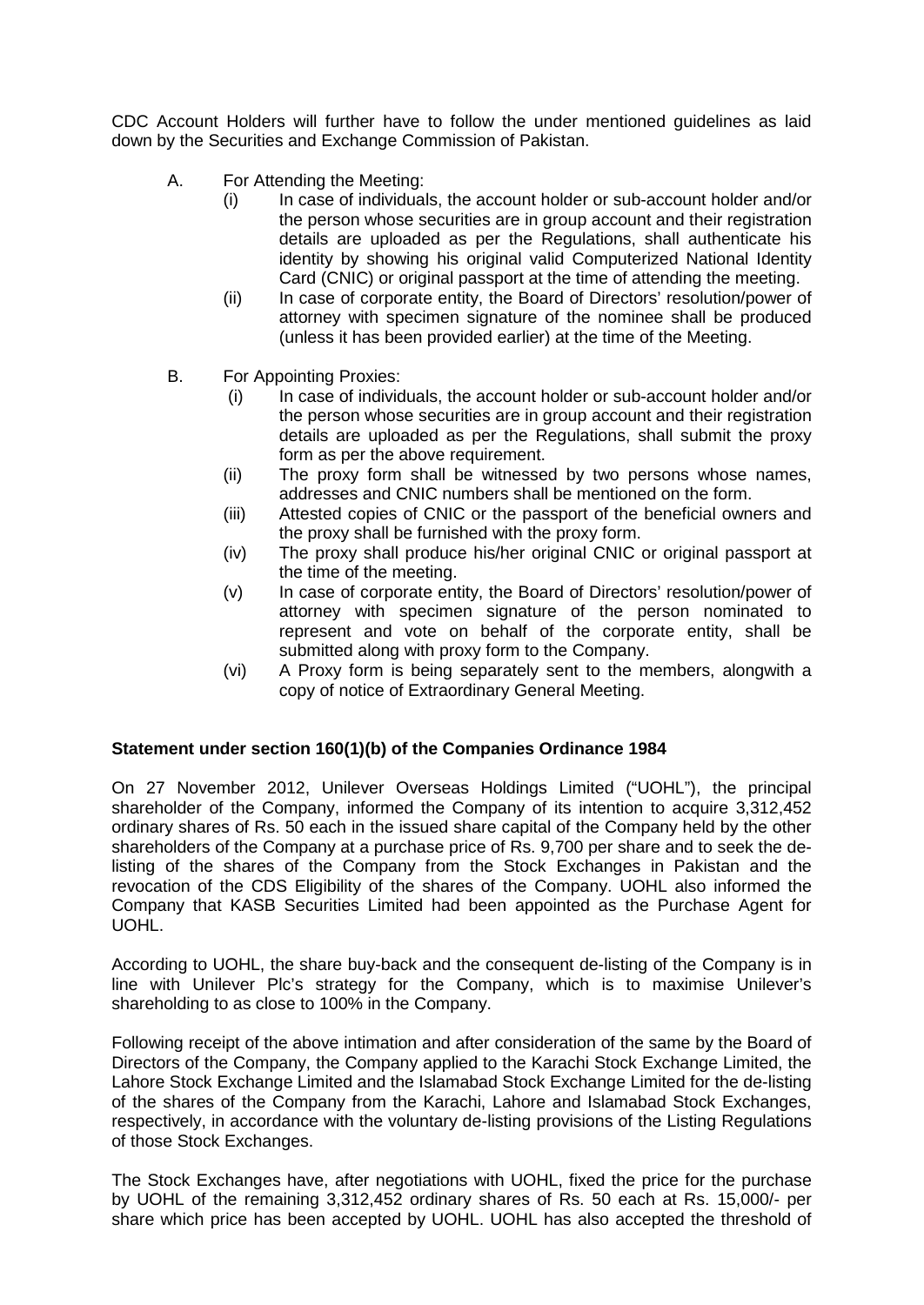CDC Account Holders will further have to follow the under mentioned guidelines as laid down by the Securities and Exchange Commission of Pakistan.

A. For Attending the Meeting:

(i) In case of individuals, the account holder or sub-account holder and/or the person whose securities are in group account and their registration details are uploaded as per the Regulations, shall authenticate his identity by showing his original valid Computerized National Identity Card (CNIC) or original passport at the time of attending the meeting.

(ii) In case of corporate entity, the Board of Directors' resolution/power of attorney with specimen signature of the nominee shall be produced (unless it has been provided earlier) at the time of the Meeting.

B. For Appointing Proxies:

(i) In case of individuals, the account holder or sub-account holder and/or the person whose securities are in group account and their registration details are uploaded as per the Regulations, shall submit the proxy form as per the above requirement.

(ii) The proxy form shall be witnessed by two persons whose names, addresses and CNIC numbers shall be mentioned on the form.

(iii) Attested copies of CNIC or the passport of the beneficial owners and the proxy shall be furnished with the proxy form.

(iv) The proxy shall produce his/her original CNIC or original passport at the time of the meeting.

(v) In case of corporate entity, the Board of Directors' resolution/power of attorney with specimen signature of the person nominated to represent and vote on behalf of the corporate entity, shall be submitted along with proxy form to the Company.

(vi) A Proxy form is being separately sent to the members, alongwith a copy of notice of Extraordinary General Meeting.

**Statement under section 160(1)(b) of the Companies Ordinance 1984**

On 27 November 2012, Unilever Overseas Holdings Limited ("UOHL"), the principal shareholder of the Company, informed the Company of its intention to acquire 3,312,452 ordinary shares of Rs. 50 each in the issued share capital of the Company held by the other shareholders of the Company at a purchase price of Rs. 9,700 per share and to seek the de-listing of the shares of the Company from the Stock Exchanges in Pakistan and the revocation of the CDS Eligibility of the shares of the Company. UOHL also informed the Company that KASB Securities Limited had been appointed as the Purchase Agent for UOHL.

According to UOHL, the share buy-back and the consequent de-listing of the Company is in line with Unilever Plc's strategy for the Company, which is to maximise Unilever's shareholding to as close to 100% in the Company.

Following receipt of the above intimation and after consideration of the same by the Board of Directors of the Company, the Company applied to the Karachi Stock Exchange Limited, the Lahore Stock Exchange Limited and the Islamabad Stock Exchange Limited for the de-listing of the shares of the Company from the Karachi, Lahore and Islamabad Stock Exchanges, respectively, in accordance with the voluntary de-listing provisions of the Listing Regulations of those Stock Exchanges.

The Stock Exchanges have, after negotiations with UOHL, fixed the price for the purchase by UOHL of the remaining 3,312,452 ordinary shares of Rs. 50 each at Rs. 15,000/- per share which price has been accepted by UOHL. UOHL has also accepted the threshold of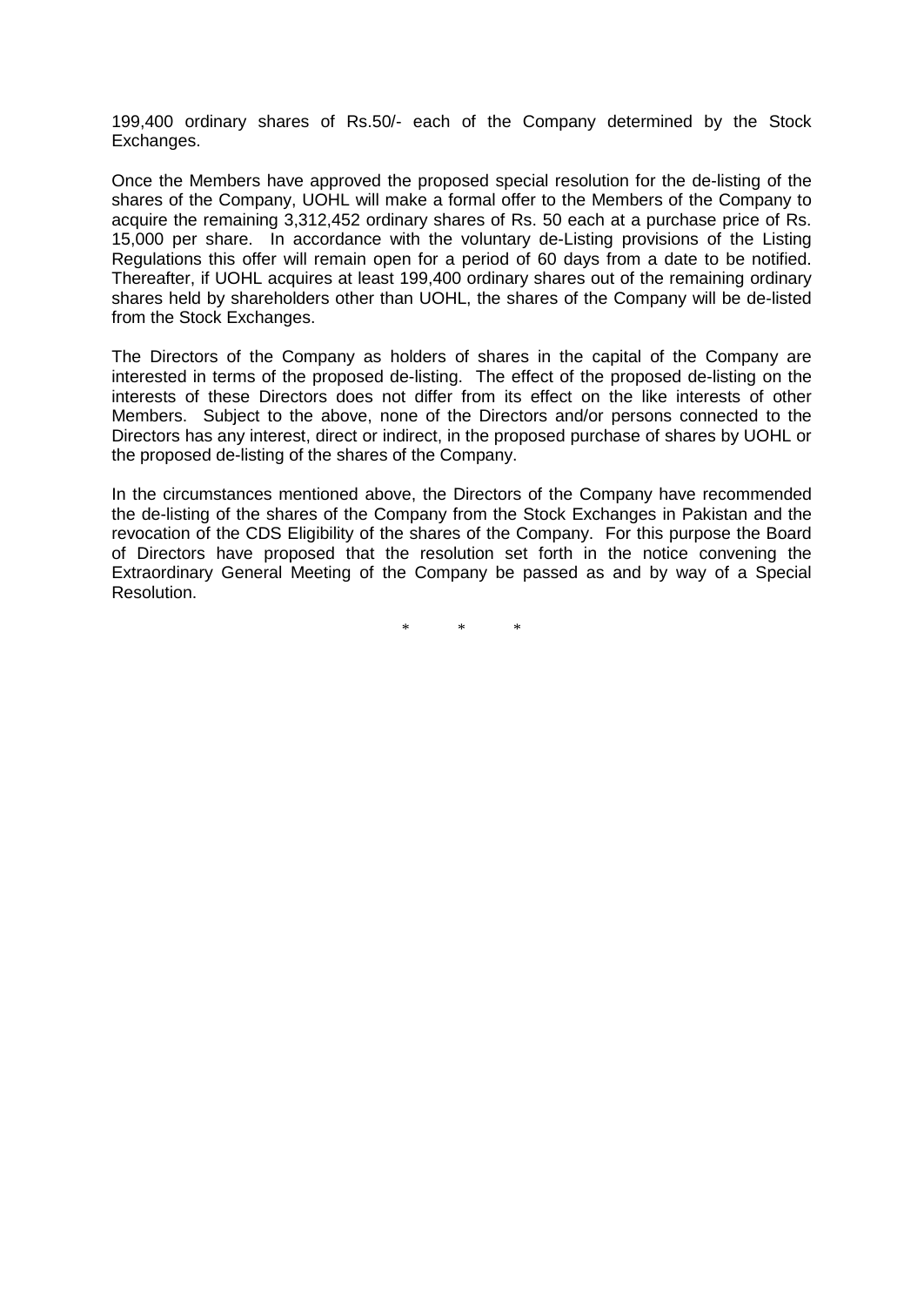199,400 ordinary shares of Rs.50/- each of the Company determined by the Stock Exchanges.

Once the Members have approved the proposed special resolution for the de-listing of the shares of the Company, UOHL will make a formal offer to the Members of the Company to acquire the remaining 3,312,452 ordinary shares of Rs. 50 each at a purchase price of Rs. 15,000 per share. In accordance with the voluntary de-Listing provisions of the Listing Regulations this offer will remain open for a period of 60 days from a date to be notified. Thereafter, if UOHL acquires at least 199,400 ordinary shares out of the remaining ordinary shares held by shareholders other than UOHL, the shares of the Company will be de-listed from the Stock Exchanges.

The Directors of the Company as holders of shares in the capital of the Company are interested in terms of the proposed de-listing. The effect of the proposed de-listing on the interests of these Directors does not differ from its effect on the like interests of other Members. Subject to the above, none of the Directors and/or persons connected to the Directors has any interest, direct or indirect, in the proposed purchase of shares by UOHL or the proposed de-listing of the shares of the Company.

In the circumstances mentioned above, the Directors of the Company have recommended the de-listing of the shares of the Company from the Stock Exchanges in Pakistan and the revocation of the CDS Eligibility of the shares of the Company. For this purpose the Board of Directors have proposed that the resolution set forth in the notice convening the Extraordinary General Meeting of the Company be passed as and by way of a Special Resolution.

\* \* \*